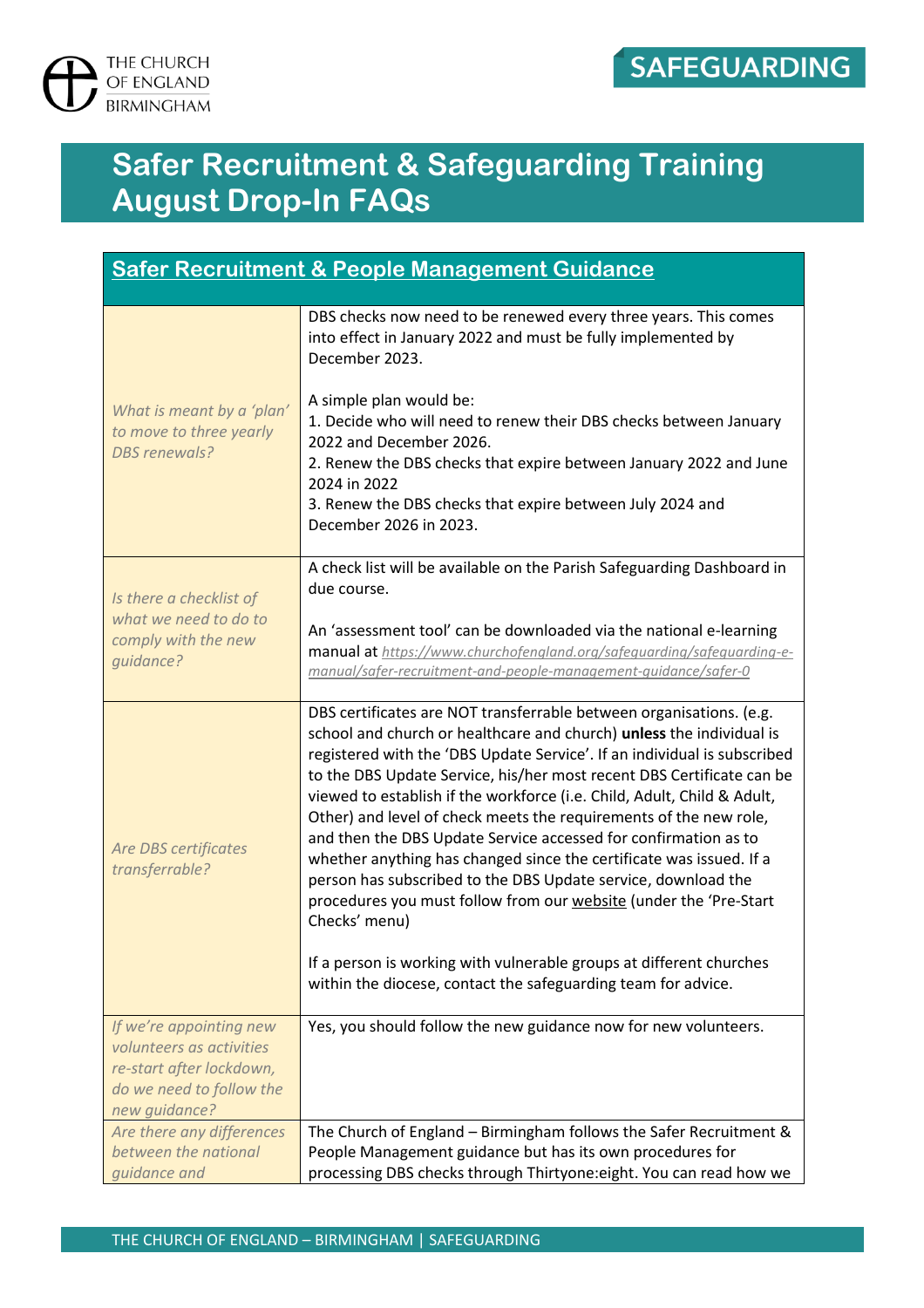THE CHURCH OF ENGLAND BIRMINGHAM

SAFEGUARDING

# Safer Recruitment & Safeguarding Training August Drop-In FAQs

## Safer Recruitment & People Management Guidance

| | |
|---|---|
| *What is meant by a 'plan' to move to three yearly DBS renewals?* | DBS checks now need to be renewed every three years. This comes into effect in January 2022 and must be fully implemented by December 2023.<br><br>A simple plan would be:<br>1. Decide who will need to renew their DBS checks between January 2022 and December 2026.<br>2. Renew the DBS checks that expire between January 2022 and June 2024 in 2022<br>3. Renew the DBS checks that expire between July 2024 and December 2026 in 2023. |
| *Is there a checklist of what we need to do to comply with the new guidance?* | A check list will be available on the Parish Safeguarding Dashboard in due course.<br><br>An 'assessment tool' can be downloaded via the national e-learning manual at https://www.churchofengland.org/safeguarding/safeguarding-e-manual/safer-recruitment-and-people-management-guidance/safer-0 |
| *Are DBS certificates transferrable?* | DBS certificates are NOT transferrable between organisations. (e.g. school and church or healthcare and church) **unless** the individual is registered with the 'DBS Update Service'. If an individual is subscribed to the DBS Update Service, his/her most recent DBS Certificate can be viewed to establish if the workforce (i.e. Child, Adult, Child & Adult, Other) and level of check meets the requirements of the new role, and then the DBS Update Service accessed for confirmation as to whether anything has changed since the certificate was issued. If a person has subscribed to the DBS Update service, download the procedures you must follow from our website (under the 'Pre-Start Checks' menu)<br><br>If a person is working with vulnerable groups at different churches within the diocese, contact the safeguarding team for advice. |
| *If we're appointing new volunteers as activities re-start after lockdown, do we need to follow the new guidance?* | Yes, you should follow the new guidance now for new volunteers. |
| *Are there any differences between the national guidance and* | The Church of England – Birmingham follows the Safer Recruitment & People Management guidance but has its own procedures for processing DBS checks through Thirtyone:eight. You can read how we |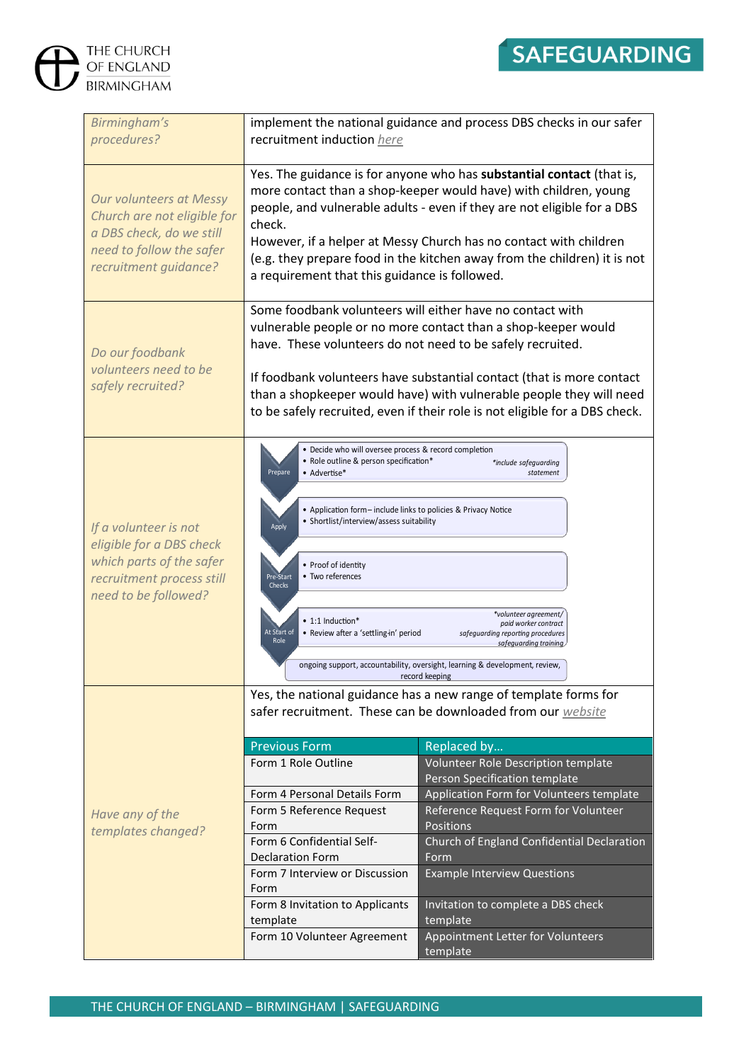| | |
|---|---|
| *Birmingham's procedures?* | implement the national guidance and process DBS checks in our safer recruitment induction *here* |
| *Our volunteers at Messy Church are not eligible for a DBS check, do we still need to follow the safer recruitment guidance?* | Yes. The guidance is for anyone who has **substantial contact** (that is, more contact than a shop-keeper would have) with children, young people, and vulnerable adults - even if they are not eligible for a DBS check.<br>However, if a helper at Messy Church has no contact with children (e.g. they prepare food in the kitchen away from the children) it is not a requirement that this guidance is followed. |
| *Do our foodbank volunteers need to be safely recruited?* | Some foodbank volunteers will either have no contact with vulnerable people or no more contact than a shop-keeper would have. These volunteers do not need to be safely recruited.<br><br>If foodbank volunteers have substantial contact (that is more contact than a shopkeeper would have) with vulnerable people they will need to be safely recruited, even if their role is not eligible for a DBS check. |
| *If a volunteer is not eligible for a DBS check which parts of the safer recruitment process still need to be followed?* | **Prepare**<br>• Decide who will oversee process & record completion<br>• Role outline & person specification*<br>• Advertise*<br>*include safeguarding statement<br><br>**Apply**<br>• Application form – include links to policies & Privacy Notice<br>• Shortlist/interview/assess suitability<br><br>**Pre-Start Checks**<br>• Proof of identity<br>• Two references<br><br>**At Start of Role**<br>• 1:1 Induction*<br>• Review after a 'settling-in' period<br>*volunteer agreement/ paid worker contract safeguarding reporting procedures safeguarding training<br><br>ongoing support, accountability, oversight, learning & development, review, record keeping |
| *Have any of the templates changed?* | Yes, the national guidance has a new range of template forms for safer recruitment. These can be downloaded from our *website* |

| Previous Form | Replaced by… |
|---|---|
| Form 1 Role Outline | Volunteer Role Description template<br>Person Specification template |
| Form 4 Personal Details Form | Application Form for Volunteers template |
| Form 5 Reference Request Form | Reference Request Form for Volunteer Positions |
| Form 6 Confidential Self-Declaration Form | Church of England Confidential Declaration Form |
| Form 7 Interview or Discussion Form | Example Interview Questions |
| Form 8 Invitation to Applicants template | Invitation to complete a DBS check template |
| Form 10 Volunteer Agreement | Appointment Letter for Volunteers template |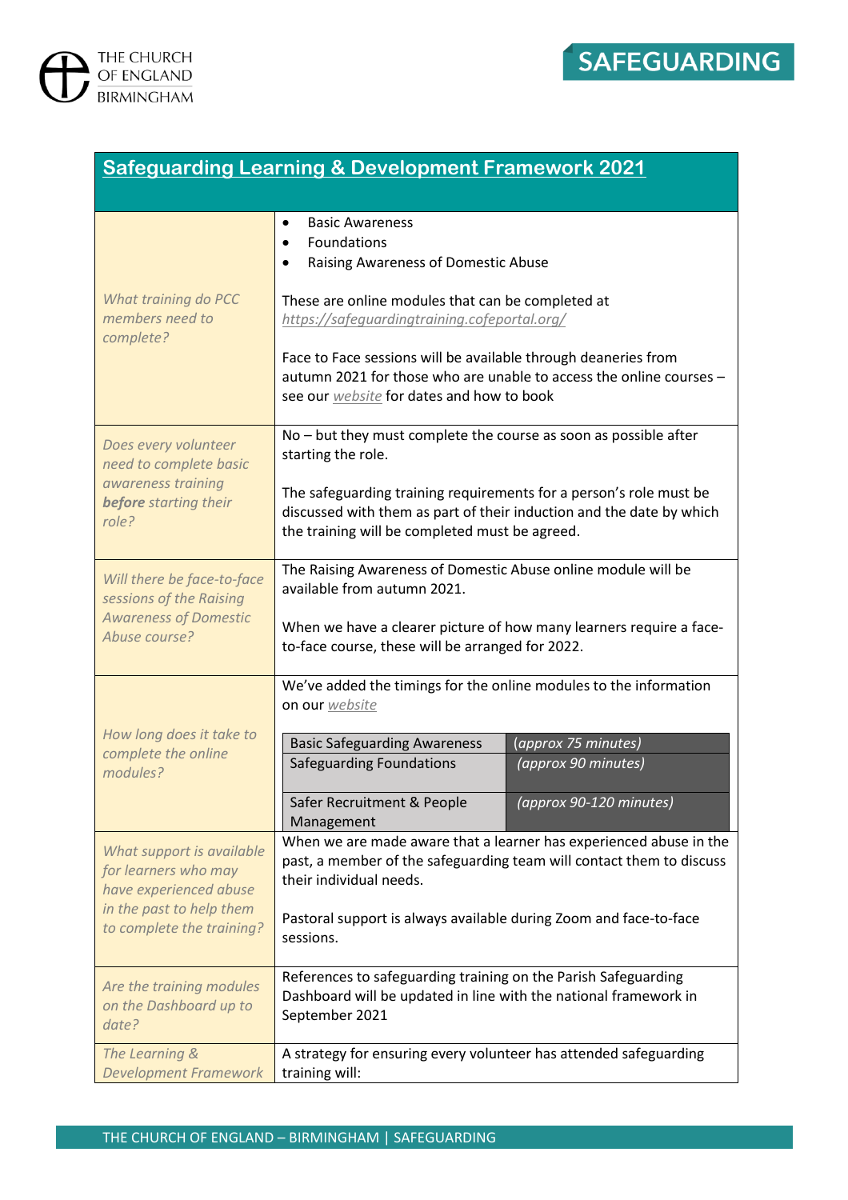## Safeguarding Learning & Development Framework 2021

| *Question* | *Answer* |
|---|---|
| *What training do PCC members need to complete?* | • Basic Awareness<br>• Foundations<br>• Raising Awareness of Domestic Abuse<br><br>These are online modules that can be completed at *https://safeguardingtraining.cofeportal.org/*<br><br>Face to Face sessions will be available through deaneries from autumn 2021 for those who are unable to access the online courses – see our *website* for dates and how to book |
| *Does every volunteer need to complete basic awareness training **before** starting their role?* | No – but they must complete the course as soon as possible after starting the role.<br><br>The safeguarding training requirements for a person's role must be discussed with them as part of their induction and the date by which the training will be completed must be agreed. |
| *Will there be face-to-face sessions of the Raising Awareness of Domestic Abuse course?* | The Raising Awareness of Domestic Abuse online module will be available from autumn 2021.<br><br>When we have a clearer picture of how many learners require a face-to-face course, these will be arranged for 2022. |
| *How long does it take to complete the online modules?* | We've added the timings for the online modules to the information on our *website*<br><br>Basic Safeguarding Awareness – *(approx 75 minutes)*<br>Safeguarding Foundations – *(approx 90 minutes)*<br>Safer Recruitment & People Management – *(approx 90-120 minutes)* |
| *What support is available for learners who may have experienced abuse in the past to help them to complete the training?* | When we are made aware that a learner has experienced abuse in the past, a member of the safeguarding team will contact them to discuss their individual needs.<br><br>Pastoral support is always available during Zoom and face-to-face sessions. |
| *Are the training modules on the Dashboard up to date?* | References to safeguarding training on the Parish Safeguarding Dashboard will be updated in line with the national framework in September 2021 |
| *The Learning & Development Framework* | A strategy for ensuring every volunteer has attended safeguarding training will: |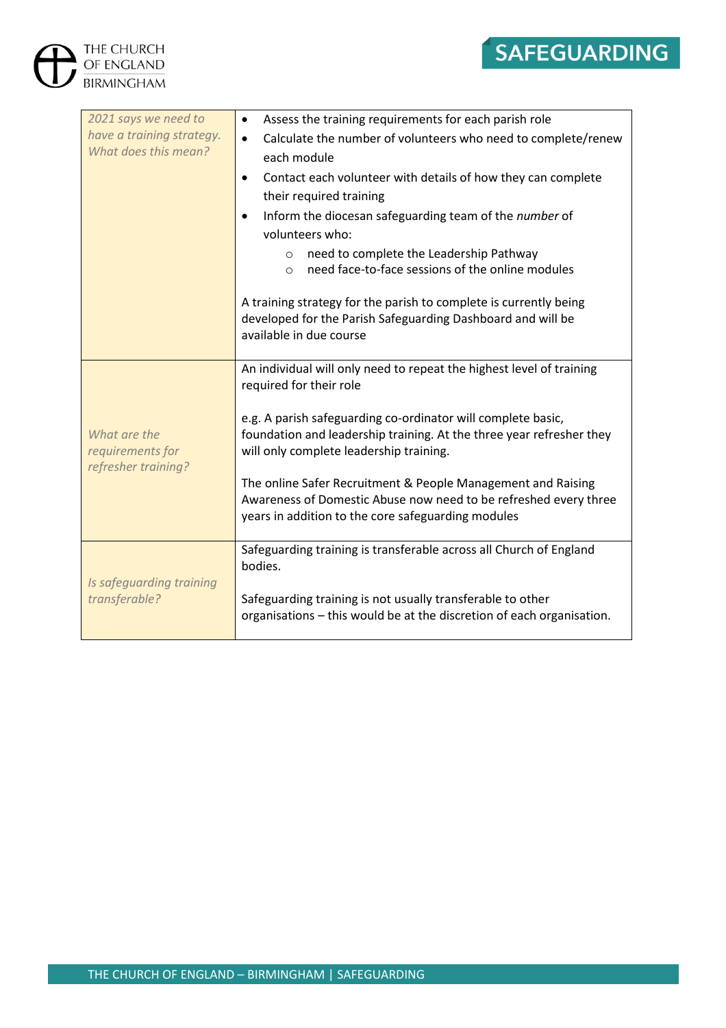| | |
|---|---|
| *2021 says we need to have a training strategy. What does this mean?* | • Assess the training requirements for each parish role<br>• Calculate the number of volunteers who need to complete/renew each module<br>• Contact each volunteer with details of how they can complete their required training<br>• Inform the diocesan safeguarding team of the *number* of volunteers who:<br>  ○ need to complete the Leadership Pathway<br>  ○ need face-to-face sessions of the online modules<br><br>A training strategy for the parish to complete is currently being developed for the Parish Safeguarding Dashboard and will be available in due course |
| *What are the requirements for refresher training?* | An individual will only need to repeat the highest level of training required for their role<br><br>e.g. A parish safeguarding co-ordinator will complete basic, foundation and leadership training. At the three year refresher they will only complete leadership training.<br><br>The online Safer Recruitment & People Management and Raising Awareness of Domestic Abuse now need to be refreshed every three years in addition to the core safeguarding modules |
| *Is safeguarding training transferable?* | Safeguarding training is transferable across all Church of England bodies.<br><br>Safeguarding training is not usually transferable to other organisations – this would be at the discretion of each organisation. |